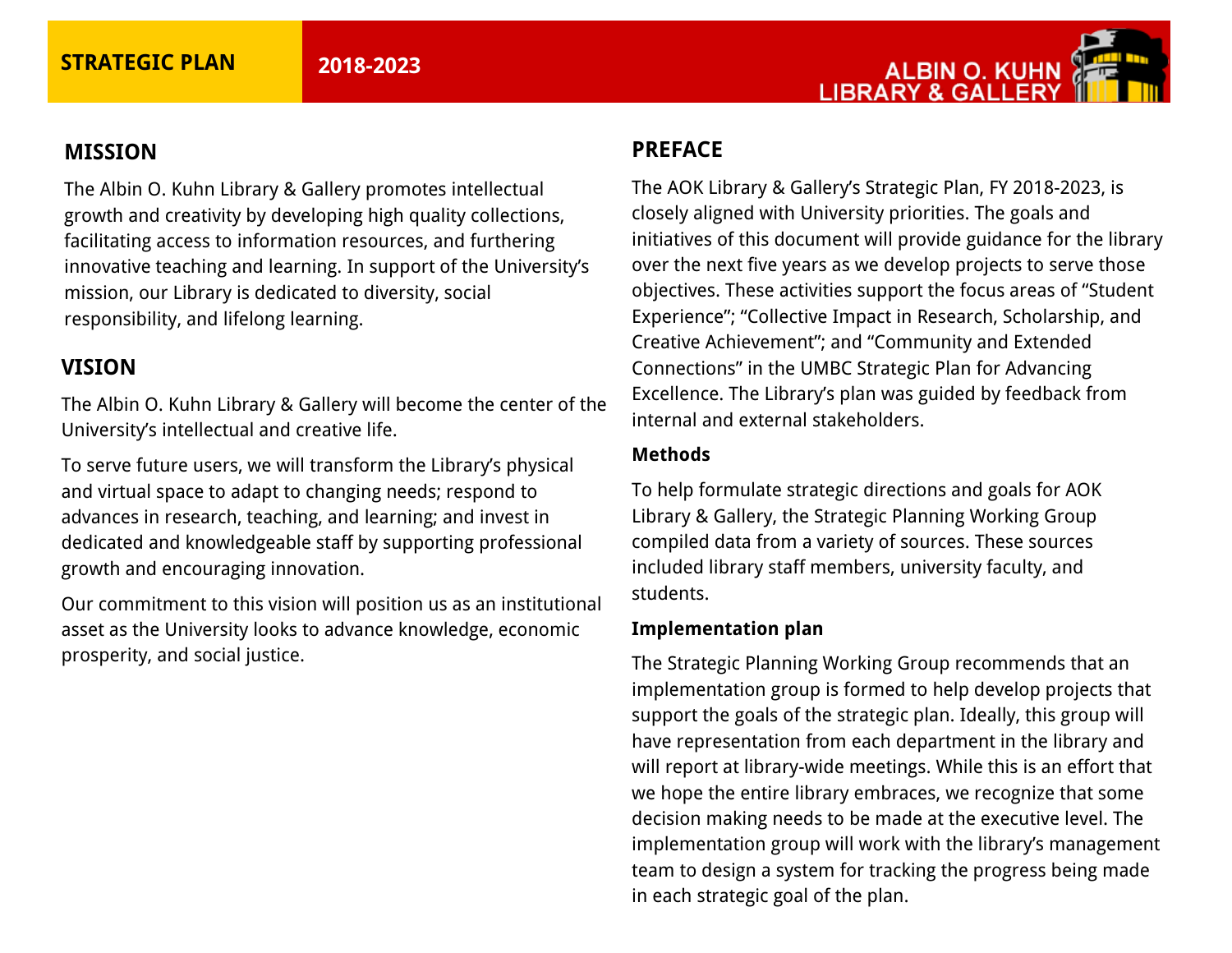**STRATEGIC PLAN** **2018-2023**

ALBIN O. KUHN LIBRARY & GALLERY

## MISSION

The Albin O. Kuhn Library & Gallery promotes intellectual growth and creativity by developing high quality collections, facilitating access to information resources, and furthering innovative teaching and learning. In support of the University's mission, our Library is dedicated to diversity, social responsibility, and lifelong learning.

## VISION

The Albin O. Kuhn Library & Gallery will become the center of the University's intellectual and creative life.

To serve future users, we will transform the Library's physical and virtual space to adapt to changing needs; respond to advances in research, teaching, and learning; and invest in dedicated and knowledgeable staff by supporting professional growth and encouraging innovation.

Our commitment to this vision will position us as an institutional asset as the University looks to advance knowledge, economic prosperity, and social justice.

## PREFACE

The AOK Library & Gallery's Strategic Plan, FY 2018-2023, is closely aligned with University priorities. The goals and initiatives of this document will provide guidance for the library over the next five years as we develop projects to serve those objectives. These activities support the focus areas of "Student Experience"; "Collective Impact in Research, Scholarship, and Creative Achievement"; and "Community and Extended Connections" in the UMBC Strategic Plan for Advancing Excellence. The Library's plan was guided by feedback from internal and external stakeholders.

### Methods

To help formulate strategic directions and goals for AOK Library & Gallery, the Strategic Planning Working Group compiled data from a variety of sources. These sources included library staff members, university faculty, and students.

### Implementation plan

The Strategic Planning Working Group recommends that an implementation group is formed to help develop projects that support the goals of the strategic plan. Ideally, this group will have representation from each department in the library and will report at library-wide meetings. While this is an effort that we hope the entire library embraces, we recognize that some decision making needs to be made at the executive level. The implementation group will work with the library's management team to design a system for tracking the progress being made in each strategic goal of the plan.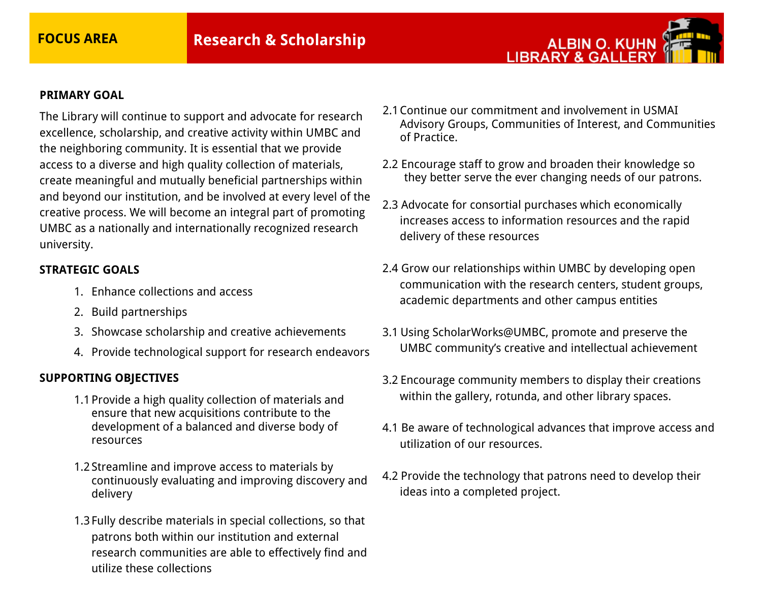**FOCUS AREA** | **Research & Scholarship**

ALBIN O. KUHN LIBRARY & GALLERY

## PRIMARY GOAL

The Library will continue to support and advocate for research excellence, scholarship, and creative activity within UMBC and the neighboring community. It is essential that we provide access to a diverse and high quality collection of materials, create meaningful and mutually beneficial partnerships within and beyond our institution, and be involved at every level of the creative process. We will become an integral part of promoting UMBC as a nationally and internationally recognized research university.

## STRATEGIC GOALS

1. Enhance collections and access
2. Build partnerships
3. Showcase scholarship and creative achievements
4. Provide technological support for research endeavors

## SUPPORTING OBJECTIVES

1.1 Provide a high quality collection of materials and ensure that new acquisitions contribute to the development of a balanced and diverse body of resources

1.2 Streamline and improve access to materials by continuously evaluating and improving discovery and delivery

1.3 Fully describe materials in special collections, so that patrons both within our institution and external research communities are able to effectively find and utilize these collections

2.1 Continue our commitment and involvement in USMAI Advisory Groups, Communities of Interest, and Communities of Practice.

2.2 Encourage staff to grow and broaden their knowledge so they better serve the ever changing needs of our patrons.

2.3 Advocate for consortial purchases which economically increases access to information resources and the rapid delivery of these resources

2.4 Grow our relationships within UMBC by developing open communication with the research centers, student groups, academic departments and other campus entities

3.1 Using ScholarWorks@UMBC, promote and preserve the UMBC community's creative and intellectual achievement

3.2 Encourage community members to display their creations within the gallery, rotunda, and other library spaces.

4.1 Be aware of technological advances that improve access and utilization of our resources.

4.2 Provide the technology that patrons need to develop their ideas into a completed project.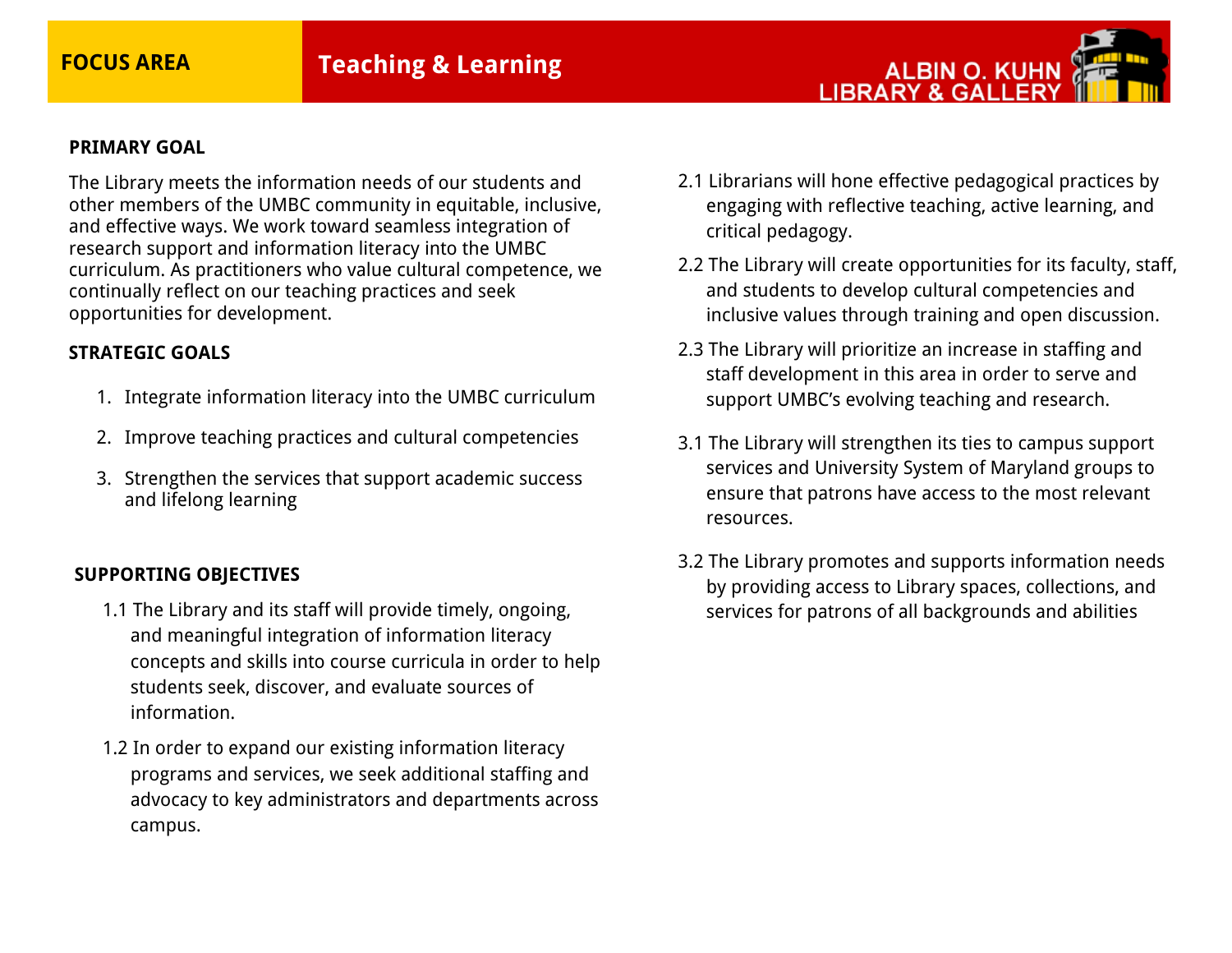FOCUS AREA

# Teaching & Learning

ALBIN O. KUHN LIBRARY & GALLERY

**PRIMARY GOAL**

The Library meets the information needs of our students and other members of the UMBC community in equitable, inclusive, and effective ways. We work toward seamless integration of research support and information literacy into the UMBC curriculum. As practitioners who value cultural competence, we continually reflect on our teaching practices and seek opportunities for development.

**STRATEGIC GOALS**

1. Integrate information literacy into the UMBC curriculum
2. Improve teaching practices and cultural competencies
3. Strengthen the services that support academic success and lifelong learning

**SUPPORTING OBJECTIVES**

1.1 The Library and its staff will provide timely, ongoing, and meaningful integration of information literacy concepts and skills into course curricula in order to help students seek, discover, and evaluate sources of information.

1.2 In order to expand our existing information literacy programs and services, we seek additional staffing and advocacy to key administrators and departments across campus.

2.1 Librarians will hone effective pedagogical practices by engaging with reflective teaching, active learning, and critical pedagogy.

2.2 The Library will create opportunities for its faculty, staff, and students to develop cultural competencies and inclusive values through training and open discussion.

2.3 The Library will prioritize an increase in staffing and staff development in this area in order to serve and support UMBC's evolving teaching and research.

3.1 The Library will strengthen its ties to campus support services and University System of Maryland groups to ensure that patrons have access to the most relevant resources.

3.2 The Library promotes and supports information needs by providing access to Library spaces, collections, and services for patrons of all backgrounds and abilities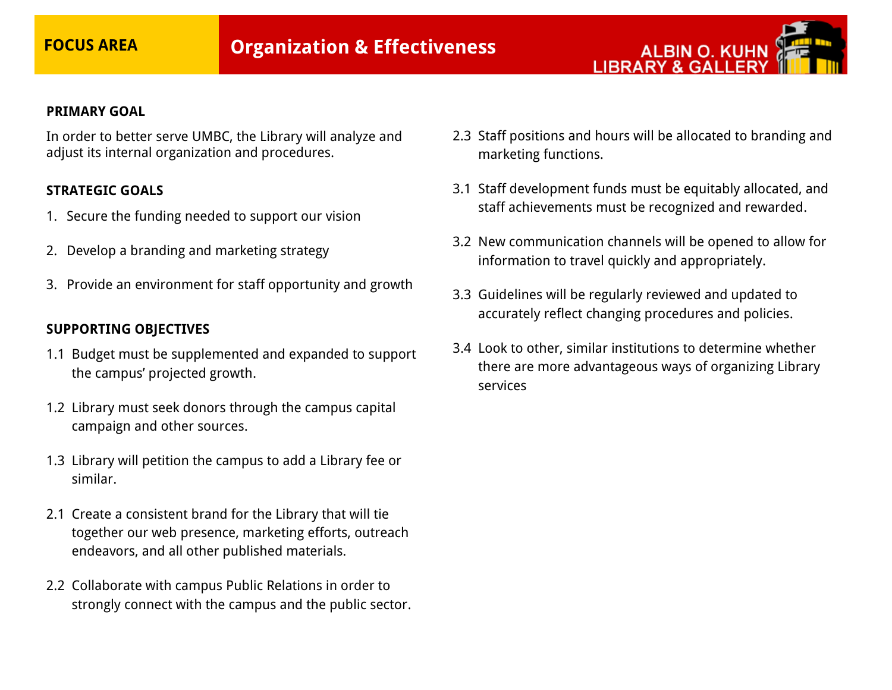**FOCUS AREA**

# Organization & Effectiveness

ALBIN O. KUHN LIBRARY & GALLERY

## PRIMARY GOAL

In order to better serve UMBC, the Library will analyze and adjust its internal organization and procedures.

## STRATEGIC GOALS

1. Secure the funding needed to support our vision
2. Develop a branding and marketing strategy
3. Provide an environment for staff opportunity and growth

## SUPPORTING OBJECTIVES

1.1 Budget must be supplemented and expanded to support the campus' projected growth.

1.2 Library must seek donors through the campus capital campaign and other sources.

1.3 Library will petition the campus to add a Library fee or similar.

2.1 Create a consistent brand for the Library that will tie together our web presence, marketing efforts, outreach endeavors, and all other published materials.

2.2 Collaborate with campus Public Relations in order to strongly connect with the campus and the public sector.

2.3 Staff positions and hours will be allocated to branding and marketing functions.

3.1 Staff development funds must be equitably allocated, and staff achievements must be recognized and rewarded.

3.2 New communication channels will be opened to allow for information to travel quickly and appropriately.

3.3 Guidelines will be regularly reviewed and updated to accurately reflect changing procedures and policies.

3.4 Look to other, similar institutions to determine whether there are more advantageous ways of organizing Library services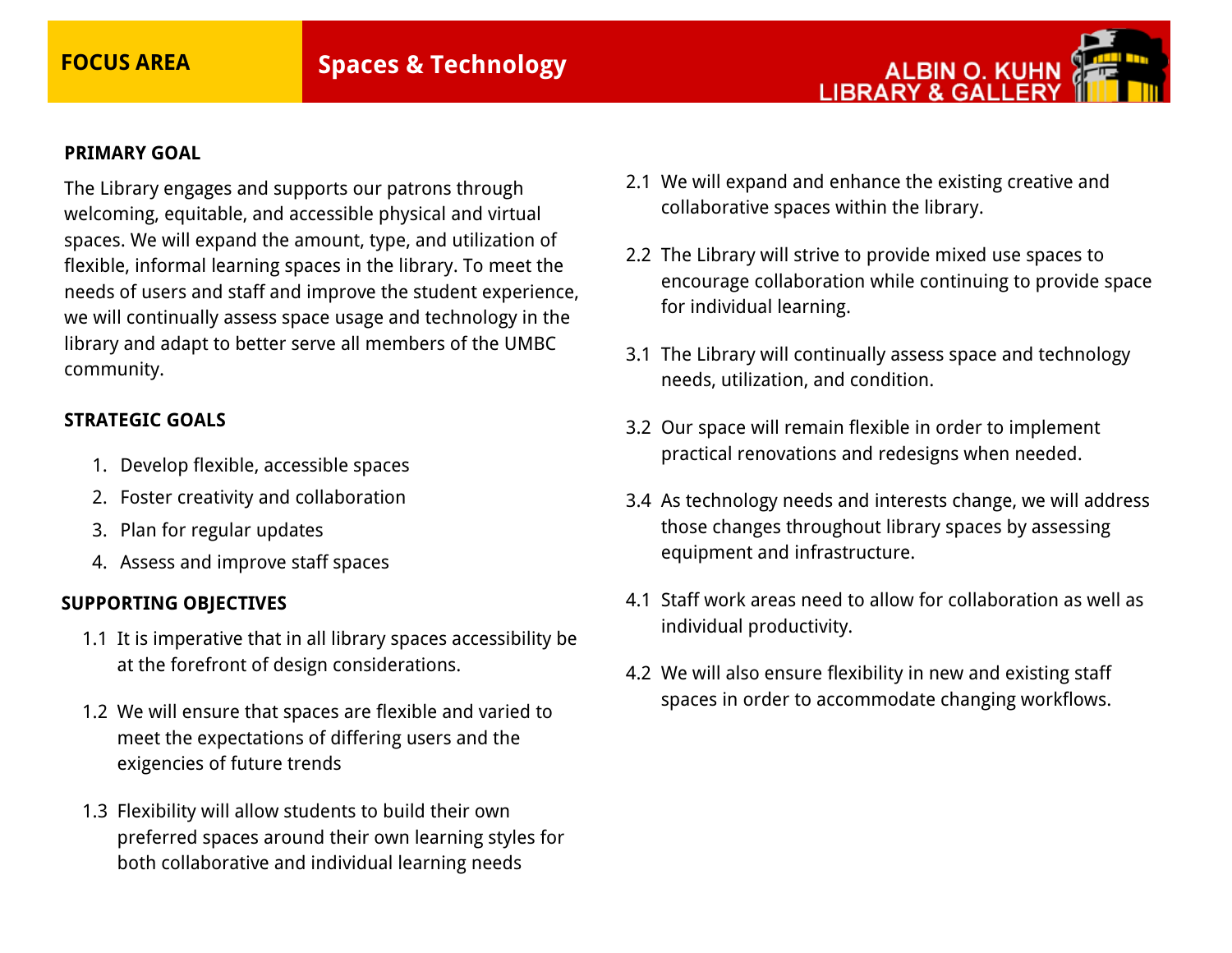**FOCUS AREA** **Spaces & Technology**

ALBIN O. KUHN LIBRARY & GALLERY

## PRIMARY GOAL

The Library engages and supports our patrons through welcoming, equitable, and accessible physical and virtual spaces. We will expand the amount, type, and utilization of flexible, informal learning spaces in the library. To meet the needs of users and staff and improve the student experience, we will continually assess space usage and technology in the library and adapt to better serve all members of the UMBC community.

## STRATEGIC GOALS

1. Develop flexible, accessible spaces
2. Foster creativity and collaboration
3. Plan for regular updates
4. Assess and improve staff spaces

## SUPPORTING OBJECTIVES

1.1 It is imperative that in all library spaces accessibility be at the forefront of design considerations.

1.2 We will ensure that spaces are flexible and varied to meet the expectations of differing users and the exigencies of future trends

1.3 Flexibility will allow students to build their own preferred spaces around their own learning styles for both collaborative and individual learning needs

2.1 We will expand and enhance the existing creative and collaborative spaces within the library.

2.2 The Library will strive to provide mixed use spaces to encourage collaboration while continuing to provide space for individual learning.

3.1 The Library will continually assess space and technology needs, utilization, and condition.

3.2 Our space will remain flexible in order to implement practical renovations and redesigns when needed.

3.4 As technology needs and interests change, we will address those changes throughout library spaces by assessing equipment and infrastructure.

4.1 Staff work areas need to allow for collaboration as well as individual productivity.

4.2 We will also ensure flexibility in new and existing staff spaces in order to accommodate changing workflows.